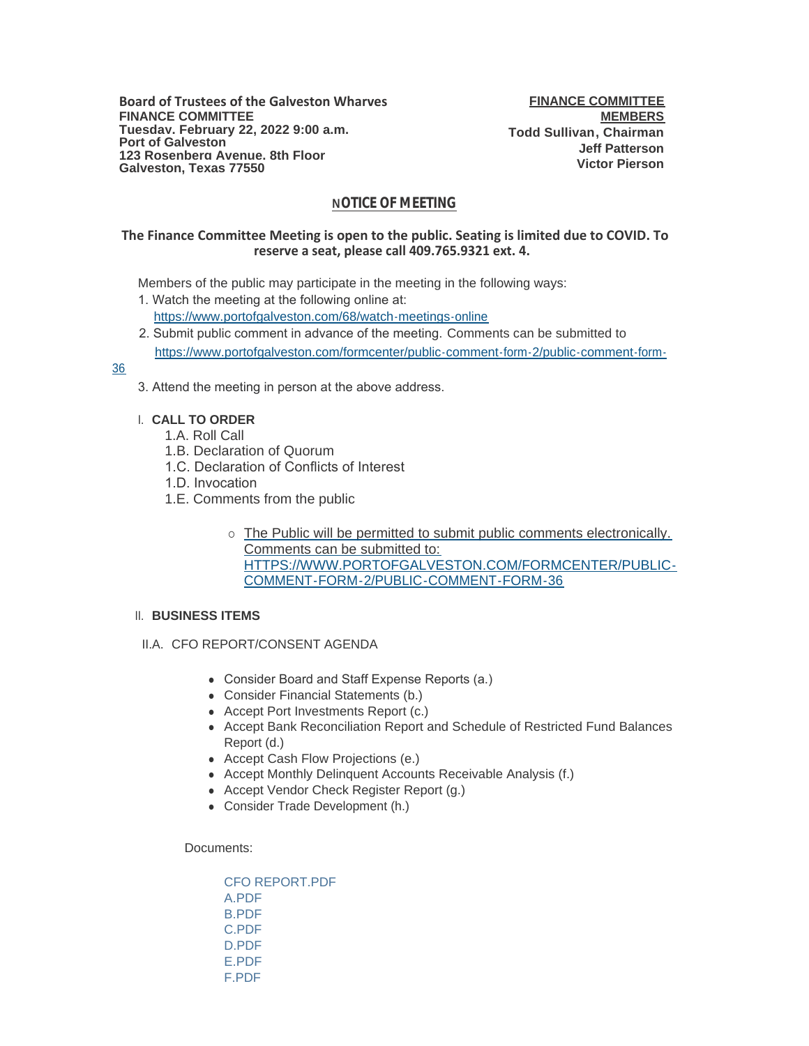**Board of Trustees of the Galveston Wharves**
**FINANCE COMMITTEE**
**Tuesday. February 22, 2022 9:00 a.m.**
**Port of Galveston**
**123 Rosenberg Avenue. 8th Floor**
**Galveston, Texas 77550**

**FINANCE COMMITTEE MEMBERS**
**Todd Sullivan, Chairman**
**Jeff Patterson**
**Victor Pierson**

## NOTICE OF MEETING

**The Finance Committee Meeting is open to the public. Seating is limited due to COVID. To reserve a seat, please call 409.765.9321 ext. 4.**

Members of the public may participate in the meeting in the following ways:

1. Watch the meeting at the following online at: https://www.portofgalveston.com/68/watch-meetings-online
2. Submit public comment in advance of the meeting. Comments can be submitted to https://www.portofgalveston.com/formcenter/public-comment-form-2/public-comment-form-36
3. Attend the meeting in person at the above address.

I. **CALL TO ORDER**

1.A. Roll Call
1.B. Declaration of Quorum
1.C. Declaration of Conflicts of Interest
1.D. Invocation
1.E. Comments from the public

- The Public will be permitted to submit public comments electronically. Comments can be submitted to: HTTPS://WWW.PORTOFGALVESTON.COM/FORMCENTER/PUBLIC-COMMENT-FORM-2/PUBLIC-COMMENT-FORM-36

II. **BUSINESS ITEMS**

II.A. CFO REPORT/CONSENT AGENDA

- Consider Board and Staff Expense Reports (a.)
- Consider Financial Statements (b.)
- Accept Port Investments Report (c.)
- Accept Bank Reconciliation Report and Schedule of Restricted Fund Balances Report (d.)
- Accept Cash Flow Projections (e.)
- Accept Monthly Delinquent Accounts Receivable Analysis (f.)
- Accept Vendor Check Register Report (g.)
- Consider Trade Development (h.)

Documents:

CFO REPORT.PDF
A.PDF
B.PDF
C.PDF
D.PDF
E.PDF
F.PDF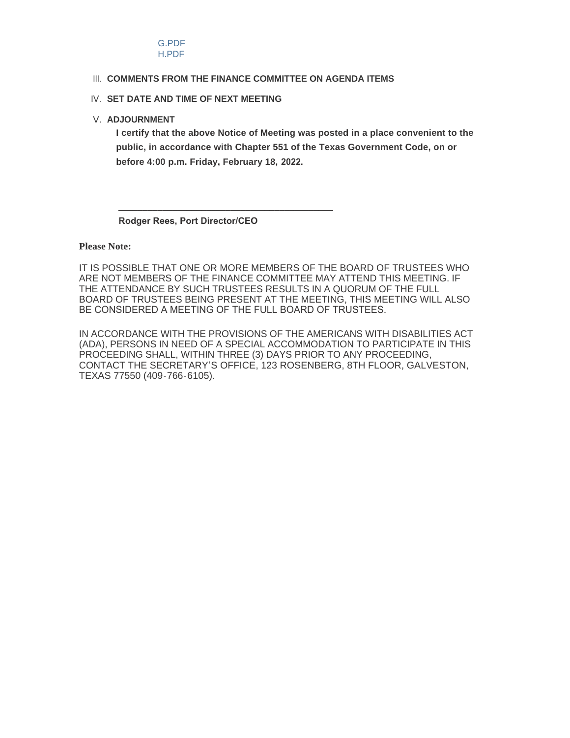G.PDF
H.PDF

III. **COMMENTS FROM THE FINANCE COMMITTEE ON AGENDA ITEMS**

IV. **SET DATE AND TIME OF NEXT MEETING**

V. **ADJOURNMENT**

**I certify that the above Notice of Meeting was posted in a place convenient to the public, in accordance with Chapter 551 of the Texas Government Code, on or before 4:00 p.m. Friday, February 18, 2022.**

\_\_\_\_\_\_\_\_\_\_\_\_\_\_\_\_\_\_\_\_\_\_\_\_\_\_\_\_\_\_\_\_\_\_\_\_\_\_\_\_

**Rodger Rees, Port Director/CEO**

**Please Note:**

IT IS POSSIBLE THAT ONE OR MORE MEMBERS OF THE BOARD OF TRUSTEES WHO ARE NOT MEMBERS OF THE FINANCE COMMITTEE MAY ATTEND THIS MEETING. IF THE ATTENDANCE BY SUCH TRUSTEES RESULTS IN A QUORUM OF THE FULL BOARD OF TRUSTEES BEING PRESENT AT THE MEETING, THIS MEETING WILL ALSO BE CONSIDERED A MEETING OF THE FULL BOARD OF TRUSTEES.

IN ACCORDANCE WITH THE PROVISIONS OF THE AMERICANS WITH DISABILITIES ACT (ADA), PERSONS IN NEED OF A SPECIAL ACCOMMODATION TO PARTICIPATE IN THIS PROCEEDING SHALL, WITHIN THREE (3) DAYS PRIOR TO ANY PROCEEDING, CONTACT THE SECRETARY'S OFFICE, 123 ROSENBERG, 8TH FLOOR, GALVESTON, TEXAS 77550 (409-766-6105).